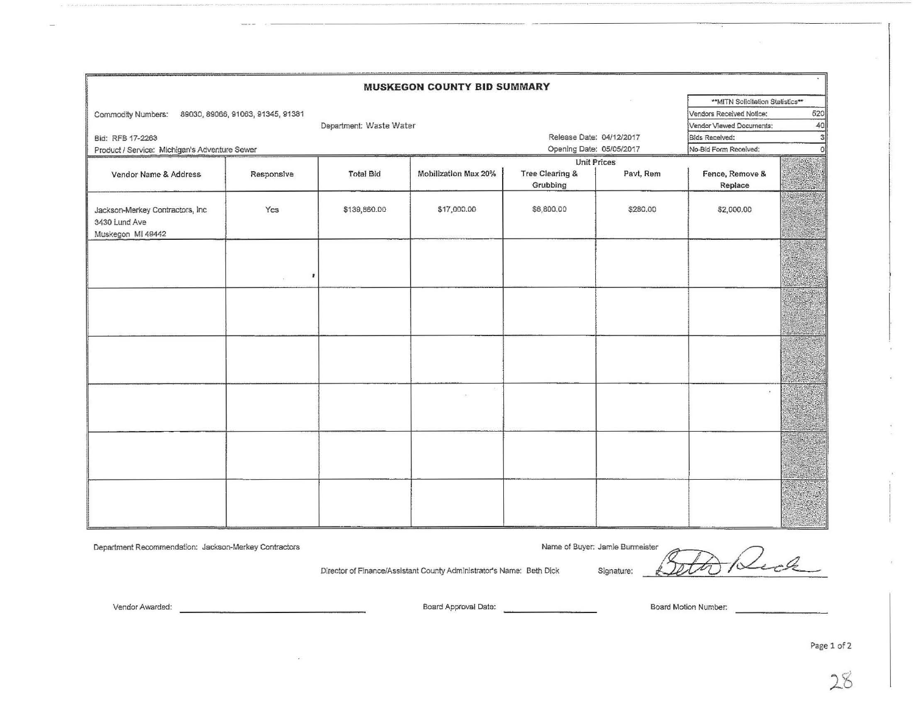# MUSKEGON COUNTY BID SUMMARY

Commodity Numbers: 89030, 89066, 91063, 91345, 91381

Department: Waste Water

Bid: RFB 17-2263

Product / Service: Michigan's Adventure Sewer

Release Date: 04/12/2017

Opening Date: 05/05/2017

| **MITN Solicitation Statistics** | |
|---|---|
| Vendors Received Notice: | 520 |
| Vendor Viewed Documents: | 40 |
| Bids Received: | 3 |
| No-Bid Form Received: | 0 |

| Vendor Name & Address | Responsive | Total Bid | Mobilization Max 20% | Unit Prices | | | |
|---|---|---|---|---|---|---|---|
| | | | | Tree Clearing & Grubbing | Pavt, Rem | Fence, Remove & Replace | |
| Jackson-Merkey Contractors, Inc 3430 Lund Ave Muskegon MI 49442 | Yes | $139,860.00 | $17,000.00 | $6,800.00 | $280.00 | $2,000.00 | |
| | | | | | | | |
| | | | | | | | |
| | | | | | | | |
| | | | | | | | |
| | | | | | | | |
| | | | | | | | |

Department Recommendation: Jackson-Merkey Contractors

Name of Buyer: Jamie Burmeister

Director of Finance/Assistant County Administrator's Name: Beth Dick

Signature: Beth Dick

Vendor Awarded: \_\_\_\_\_\_\_\_\_\_

Board Approval Date: \_\_\_\_\_\_\_\_\_\_

Board Motion Number: \_\_\_\_\_\_\_\_\_\_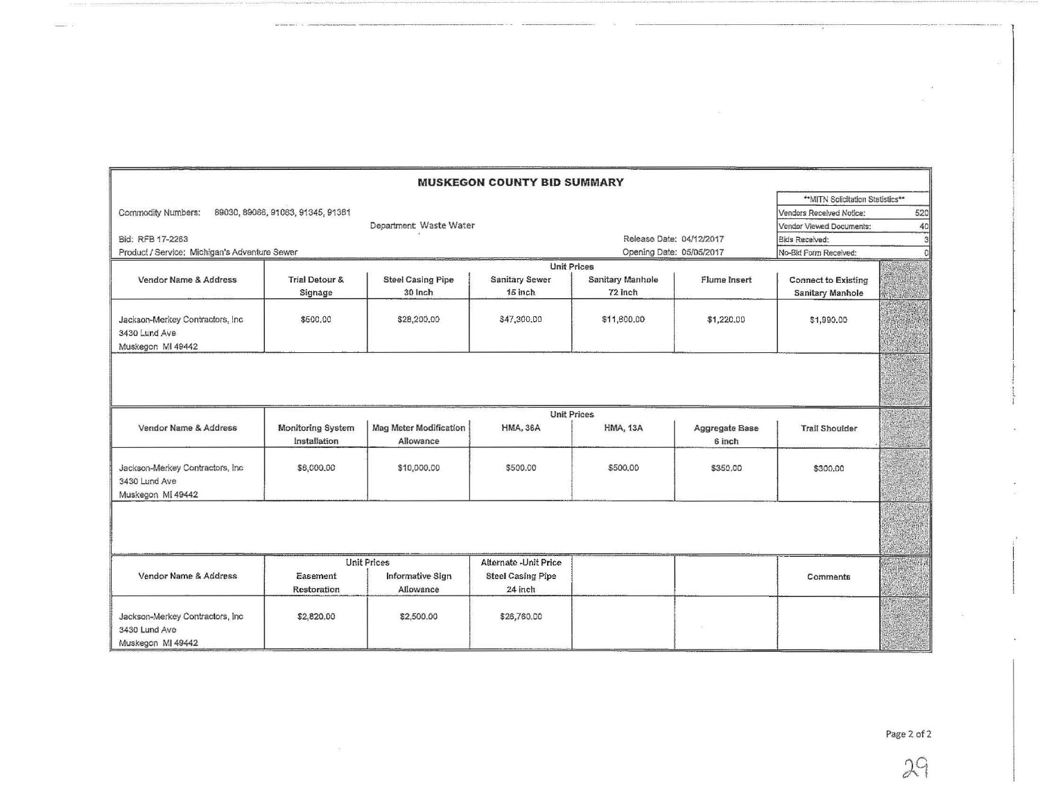# MUSKEGON COUNTY BID SUMMARY

Commodity Numbers: 89030, 89066, 91063, 91345, 91381

Department: Waste Water

Bid: RFB 17-2263

Product / Service: Michigan's Adventure Sewer

Release Date: 04/12/2017

Opening Date: 05/05/2017

| **MITN Solicitation Statistics** | |
|---|---|
| Vendors Received Notice: | 520 |
| Vendor Viewed Documents: | 40 |
| Bids Received: | 3 |
| No-Bid Form Received: | 0 |

| Vendor Name & Address | Unit Prices | | | | | |
|---|---|---|---|---|---|---|
| | Trial Detour & Signage | Steel Casing Pipe 30 inch | Sanitary Sewer 15 inch | Sanitary Manhole 72 inch | Flume Insert | Connect to Existing Sanitary Manhole |
| Jackson-Merkey Contractors, Inc 3430 Lund Ave Muskegon MI 49442 | $500.00 | $28,200.00 | $47,300.00 | $11,800.00 | $1,220.00 | $1,990.00 |

| Vendor Name & Address | Unit Prices | | | | | |
|---|---|---|---|---|---|---|
| | Monitoring System Installation | Mag Meter Modification Allowance | HMA, 36A | HMA, 13A | Aggregate Base 6 inch | Trail Shoulder |
| Jackson-Merkey Contractors, Inc 3430 Lund Ave Muskegon MI 49442 | $6,000.00 | $10,000.00 | $500.00 | $500.00 | $350.00 | $300.00 |

| Vendor Name & Address | Unit Prices | | Alternate -Unit Price | | | |
|---|---|---|---|---|---|---|
| | Easement Restoration | Informative Sign Allowance | Steel Casing Pipe 24 inch | | | Comments |
| Jackson-Merkey Contractors, Inc 3430 Lund Ave Muskegon MI 49442 | $2,820.00 | $2,500.00 | $26,760.00 | | | |

29